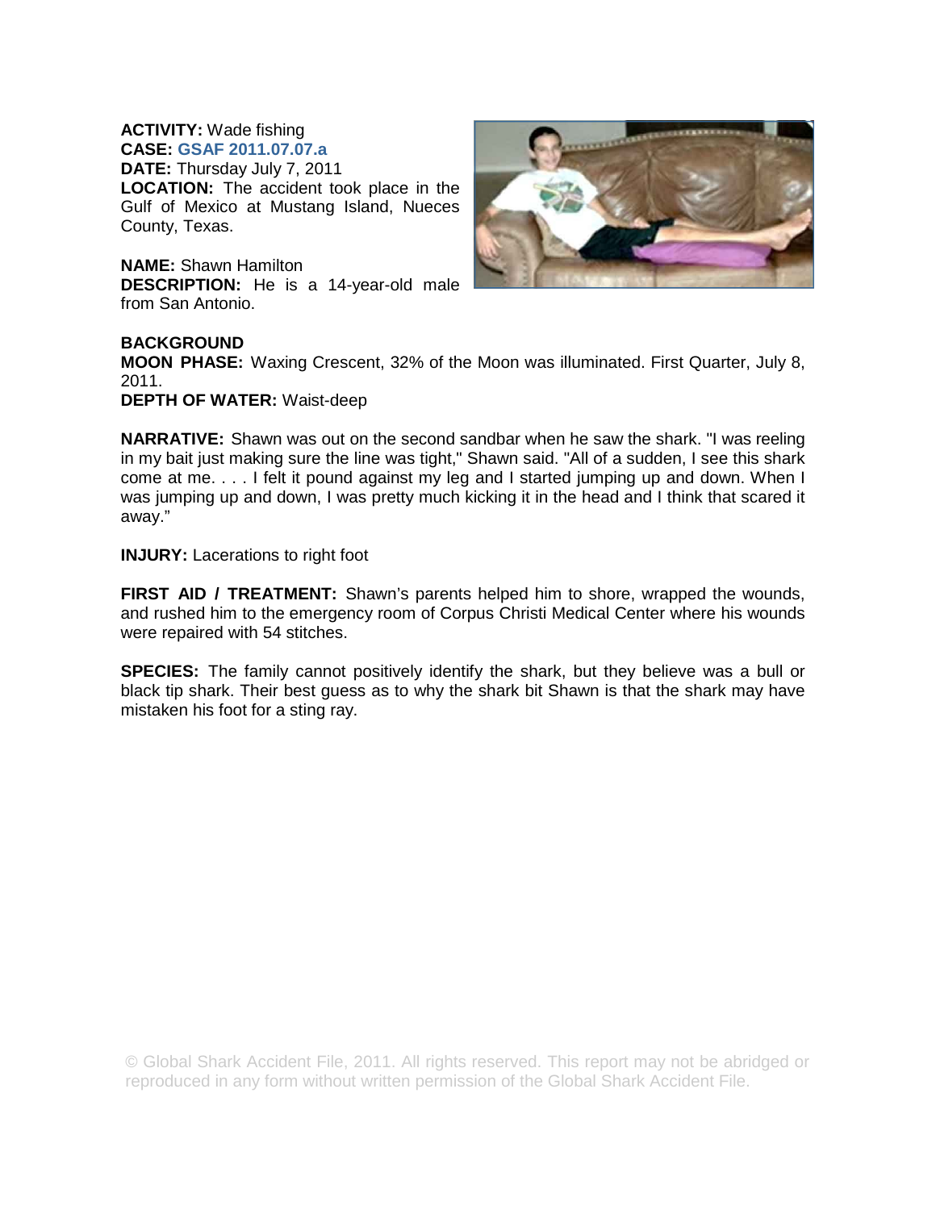**ACTIVITY:** Wade fishing
**CASE:** **GSAF 2011.07.07.a**
**DATE:** Thursday July 7, 2011
**LOCATION:** The accident took place in the Gulf of Mexico at Mustang Island, Nueces County, Texas.

**NAME:** Shawn Hamilton
**DESCRIPTION:** He is a 14-year-old male from San Antonio.

**BACKGROUND**
**MOON PHASE:** Waxing Crescent, 32% of the Moon was illuminated. First Quarter, July 8, 2011.
**DEPTH OF WATER:** Waist-deep

**NARRATIVE:** Shawn was out on the second sandbar when he saw the shark. "I was reeling in my bait just making sure the line was tight," Shawn said. "All of a sudden, I see this shark come at me. . . . I felt it pound against my leg and I started jumping up and down. When I was jumping up and down, I was pretty much kicking it in the head and I think that scared it away."

**INJURY:** Lacerations to right foot

**FIRST AID / TREATMENT:** Shawn's parents helped him to shore, wrapped the wounds, and rushed him to the emergency room of Corpus Christi Medical Center where his wounds were repaired with 54 stitches.

**SPECIES:** The family cannot positively identify the shark, but they believe was a bull or black tip shark. Their best guess as to why the shark bit Shawn is that the shark may have mistaken his foot for a sting ray.

© Global Shark Accident File, 2011. All rights reserved. This report may not be abridged or reproduced in any form without written permission of the Global Shark Accident File.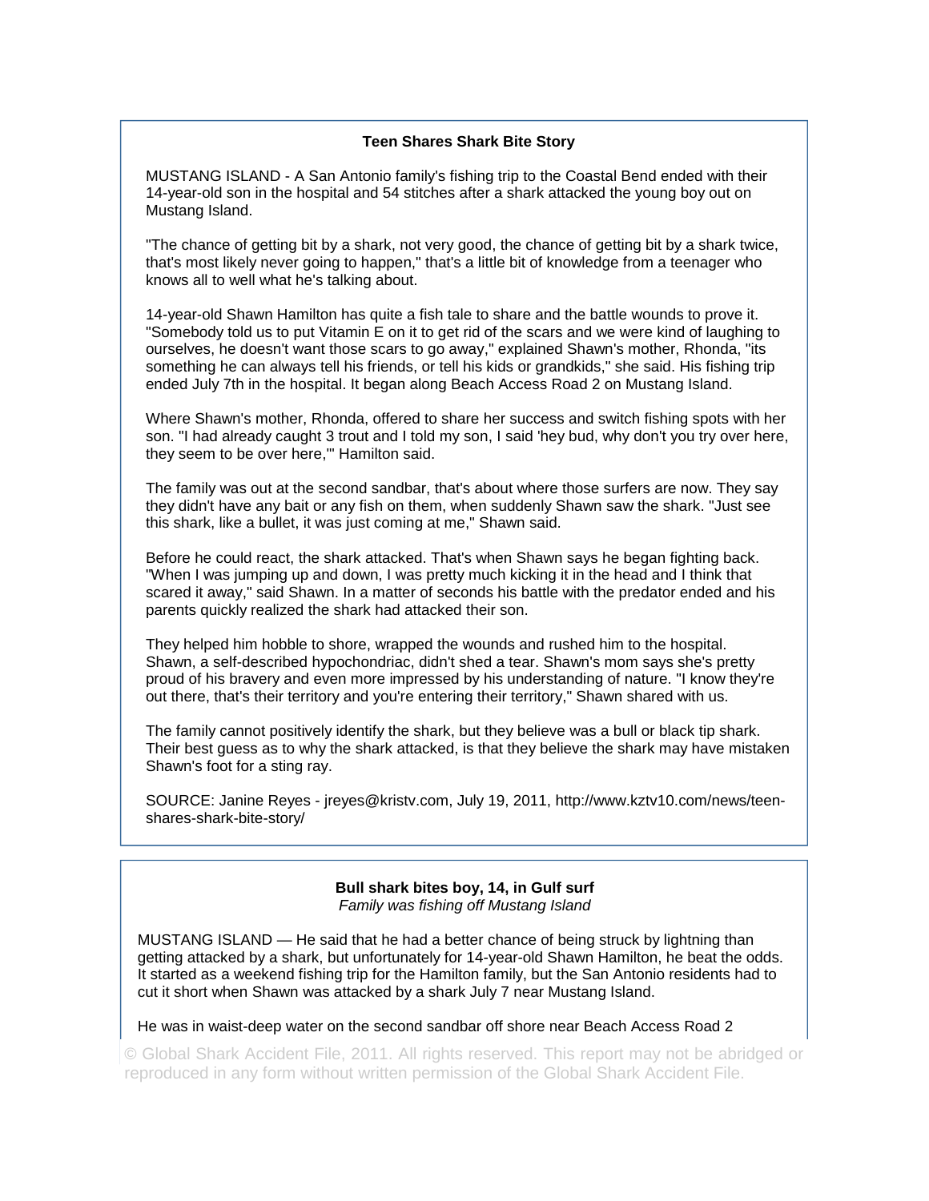### Teen Shares Shark Bite Story

MUSTANG ISLAND - A San Antonio family's fishing trip to the Coastal Bend ended with their 14-year-old son in the hospital and 54 stitches after a shark attacked the young boy out on Mustang Island.

"The chance of getting bit by a shark, not very good, the chance of getting bit by a shark twice, that's most likely never going to happen," that's a little bit of knowledge from a teenager who knows all to well what he's talking about.

14-year-old Shawn Hamilton has quite a fish tale to share and the battle wounds to prove it. "Somebody told us to put Vitamin E on it to get rid of the scars and we were kind of laughing to ourselves, he doesn't want those scars to go away," explained Shawn's mother, Rhonda, "its something he can always tell his friends, or tell his kids or grandkids," she said. His fishing trip ended July 7th in the hospital. It began along Beach Access Road 2 on Mustang Island.

Where Shawn's mother, Rhonda, offered to share her success and switch fishing spots with her son. "I had already caught 3 trout and I told my son, I said 'hey bud, why don't you try over here, they seem to be over here,'" Hamilton said.

The family was out at the second sandbar, that's about where those surfers are now. They say they didn't have any bait or any fish on them, when suddenly Shawn saw the shark. "Just see this shark, like a bullet, it was just coming at me," Shawn said.

Before he could react, the shark attacked. That's when Shawn says he began fighting back. "When I was jumping up and down, I was pretty much kicking it in the head and I think that scared it away," said Shawn. In a matter of seconds his battle with the predator ended and his parents quickly realized the shark had attacked their son.

They helped him hobble to shore, wrapped the wounds and rushed him to the hospital. Shawn, a self-described hypochondriac, didn't shed a tear. Shawn's mom says she's pretty proud of his bravery and even more impressed by his understanding of nature. "I know they're out there, that's their territory and you're entering their territory," Shawn shared with us.

The family cannot positively identify the shark, but they believe was a bull or black tip shark. Their best guess as to why the shark attacked, is that they believe the shark may have mistaken Shawn's foot for a sting ray.

SOURCE: Janine Reyes - jreyes@kristv.com, July 19, 2011, http://www.kztv10.com/news/teen-shares-shark-bite-story/

### Bull shark bites boy, 14, in Gulf surf

*Family was fishing off Mustang Island*

MUSTANG ISLAND — He said that he had a better chance of being struck by lightning than getting attacked by a shark, but unfortunately for 14-year-old Shawn Hamilton, he beat the odds. It started as a weekend fishing trip for the Hamilton family, but the San Antonio residents had to cut it short when Shawn was attacked by a shark July 7 near Mustang Island.

He was in waist-deep water on the second sandbar off shore near Beach Access Road 2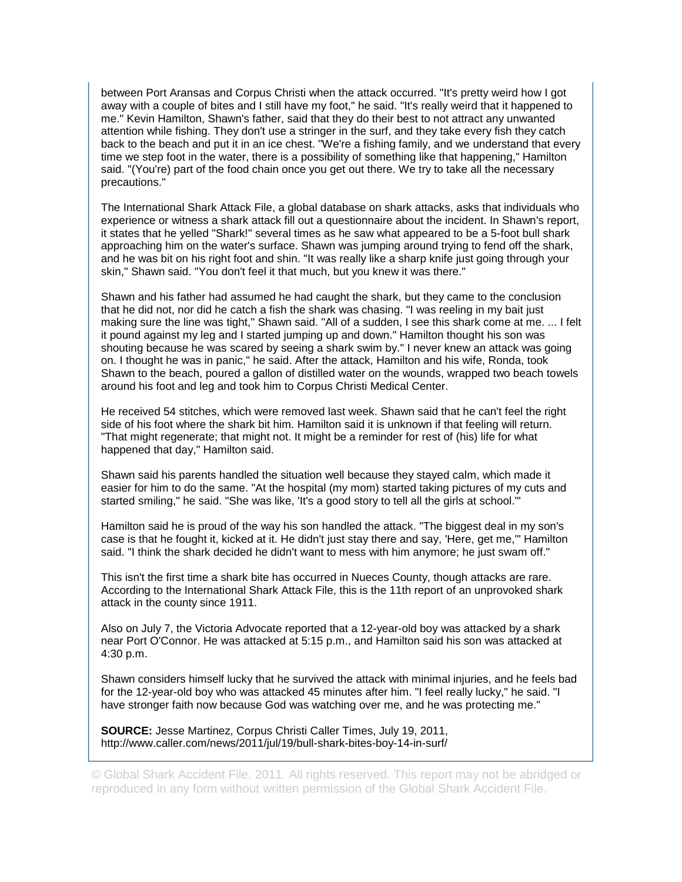between Port Aransas and Corpus Christi when the attack occurred. "It's pretty weird how I got away with a couple of bites and I still have my foot," he said. "It's really weird that it happened to me." Kevin Hamilton, Shawn's father, said that they do their best to not attract any unwanted attention while fishing. They don't use a stringer in the surf, and they take every fish they catch back to the beach and put it in an ice chest. "We're a fishing family, and we understand that every time we step foot in the water, there is a possibility of something like that happening," Hamilton said. "(You're) part of the food chain once you get out there. We try to take all the necessary precautions."

The International Shark Attack File, a global database on shark attacks, asks that individuals who experience or witness a shark attack fill out a questionnaire about the incident. In Shawn's report, it states that he yelled "Shark!" several times as he saw what appeared to be a 5-foot bull shark approaching him on the water's surface. Shawn was jumping around trying to fend off the shark, and he was bit on his right foot and shin. "It was really like a sharp knife just going through your skin," Shawn said. "You don't feel it that much, but you knew it was there."

Shawn and his father had assumed he had caught the shark, but they came to the conclusion that he did not, nor did he catch a fish the shark was chasing. "I was reeling in my bait just making sure the line was tight," Shawn said. "All of a sudden, I see this shark come at me. ... I felt it pound against my leg and I started jumping up and down." Hamilton thought his son was shouting because he was scared by seeing a shark swim by." I never knew an attack was going on. I thought he was in panic," he said. After the attack, Hamilton and his wife, Ronda, took Shawn to the beach, poured a gallon of distilled water on the wounds, wrapped two beach towels around his foot and leg and took him to Corpus Christi Medical Center.

He received 54 stitches, which were removed last week. Shawn said that he can't feel the right side of his foot where the shark bit him. Hamilton said it is unknown if that feeling will return. "That might regenerate; that might not. It might be a reminder for rest of (his) life for what happened that day," Hamilton said.

Shawn said his parents handled the situation well because they stayed calm, which made it easier for him to do the same. "At the hospital (my mom) started taking pictures of my cuts and started smiling," he said. "She was like, 'It's a good story to tell all the girls at school.'"

Hamilton said he is proud of the way his son handled the attack. "The biggest deal in my son's case is that he fought it, kicked at it. He didn't just stay there and say, 'Here, get me,'" Hamilton said. "I think the shark decided he didn't want to mess with him anymore; he just swam off."

This isn't the first time a shark bite has occurred in Nueces County, though attacks are rare. According to the International Shark Attack File, this is the 11th report of an unprovoked shark attack in the county since 1911.

Also on July 7, the Victoria Advocate reported that a 12-year-old boy was attacked by a shark near Port O'Connor. He was attacked at 5:15 p.m., and Hamilton said his son was attacked at 4:30 p.m.

Shawn considers himself lucky that he survived the attack with minimal injuries, and he feels bad for the 12-year-old boy who was attacked 45 minutes after him. "I feel really lucky," he said. "I have stronger faith now because God was watching over me, and he was protecting me."

**SOURCE:** Jesse Martinez, Corpus Christi Caller Times, July 19, 2011, http://www.caller.com/news/2011/jul/19/bull-shark-bites-boy-14-in-surf/

© Global Shark Accident File, 2011. All rights reserved. This report may not be abridged or reproduced in any form without written permission of the Global Shark Accident File.